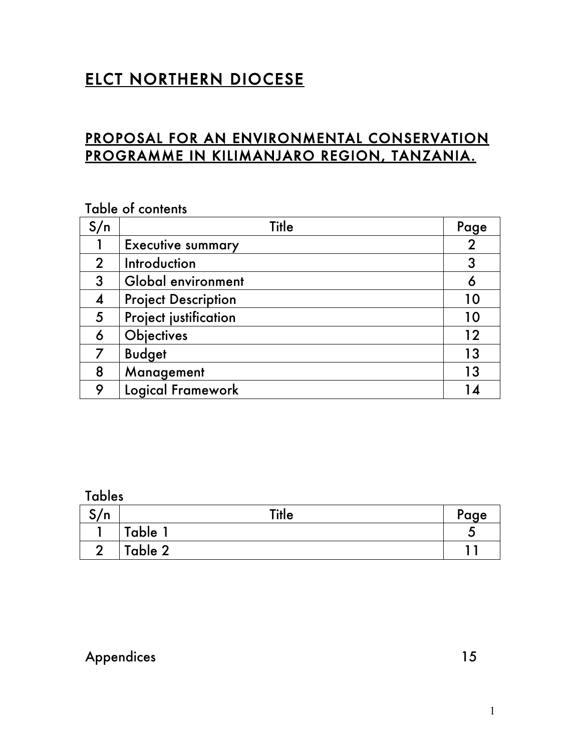# ELCT NORTHERN DIOCESE

## PROPOSAL FOR AN ENVIRONMENTAL CONSERVATION PROGRAMME IN KILIMANJARO REGION, TANZANIA.

Table of contents

| S/n | Title | Page |
|---|---|---|
| 1 | Executive summary | 2 |
| 2 | Introduction | 3 |
| 3 | Global environment | 6 |
| 4 | Project Description | 10 |
| 5 | Project justification | 10 |
| 6 | Objectives | 12 |
| 7 | Budget | 13 |
| 8 | Management | 13 |
| 9 | Logical Framework | 14 |

Tables

| S/n | Title | Page |
|---|---|---|
| 1 | Table 1 | 5 |
| 2 | Table 2 | 11 |

Appendices 15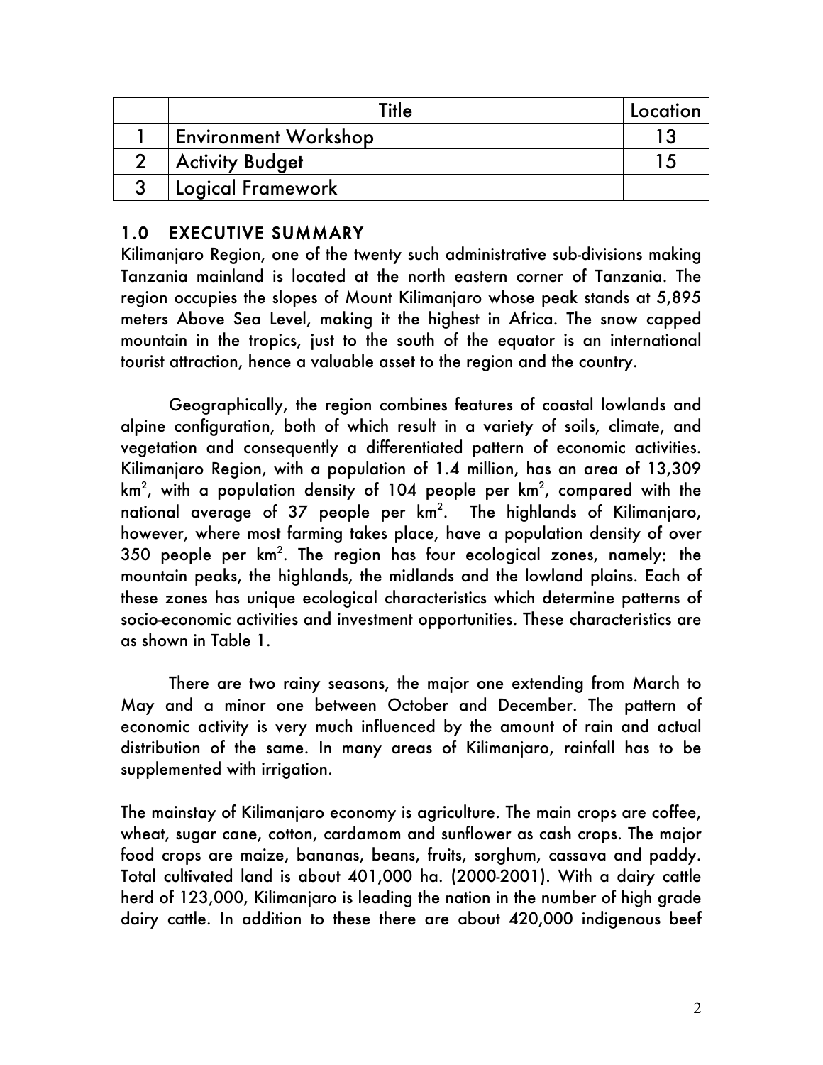| | Title | Location |
|---|---|---|
| 1 | Environment Workshop | 13 |
| 2 | Activity Budget | 15 |
| 3 | Logical Framework | |

## 1.0 EXECUTIVE SUMMARY

Kilimanjaro Region, one of the twenty such administrative sub-divisions making Tanzania mainland is located at the north eastern corner of Tanzania. The region occupies the slopes of Mount Kilimanjaro whose peak stands at 5,895 meters Above Sea Level, making it the highest in Africa. The snow capped mountain in the tropics, just to the south of the equator is an international tourist attraction, hence a valuable asset to the region and the country.

Geographically, the region combines features of coastal lowlands and alpine configuration, both of which result in a variety of soils, climate, and vegetation and consequently a differentiated pattern of economic activities. Kilimanjaro Region, with a population of 1.4 million, has an area of 13,309 $km^2$, with a population density of 104 people per $km^2$, compared with the national average of 37 people per $km^2$. The highlands of Kilimanjaro, however, where most farming takes place, have a population density of over 350 people per $km^2$. The region has four ecological zones, namely: the mountain peaks, the highlands, the midlands and the lowland plains. Each of these zones has unique ecological characteristics which determine patterns of socio-economic activities and investment opportunities. These characteristics are as shown in Table 1.

There are two rainy seasons, the major one extending from March to May and a minor one between October and December. The pattern of economic activity is very much influenced by the amount of rain and actual distribution of the same. In many areas of Kilimanjaro, rainfall has to be supplemented with irrigation.

The mainstay of Kilimanjaro economy is agriculture. The main crops are coffee, wheat, sugar cane, cotton, cardamom and sunflower as cash crops. The major food crops are maize, bananas, beans, fruits, sorghum, cassava and paddy. Total cultivated land is about 401,000 ha. (2000-2001). With a dairy cattle herd of 123,000, Kilimanjaro is leading the nation in the number of high grade dairy cattle. In addition to these there are about 420,000 indigenous beef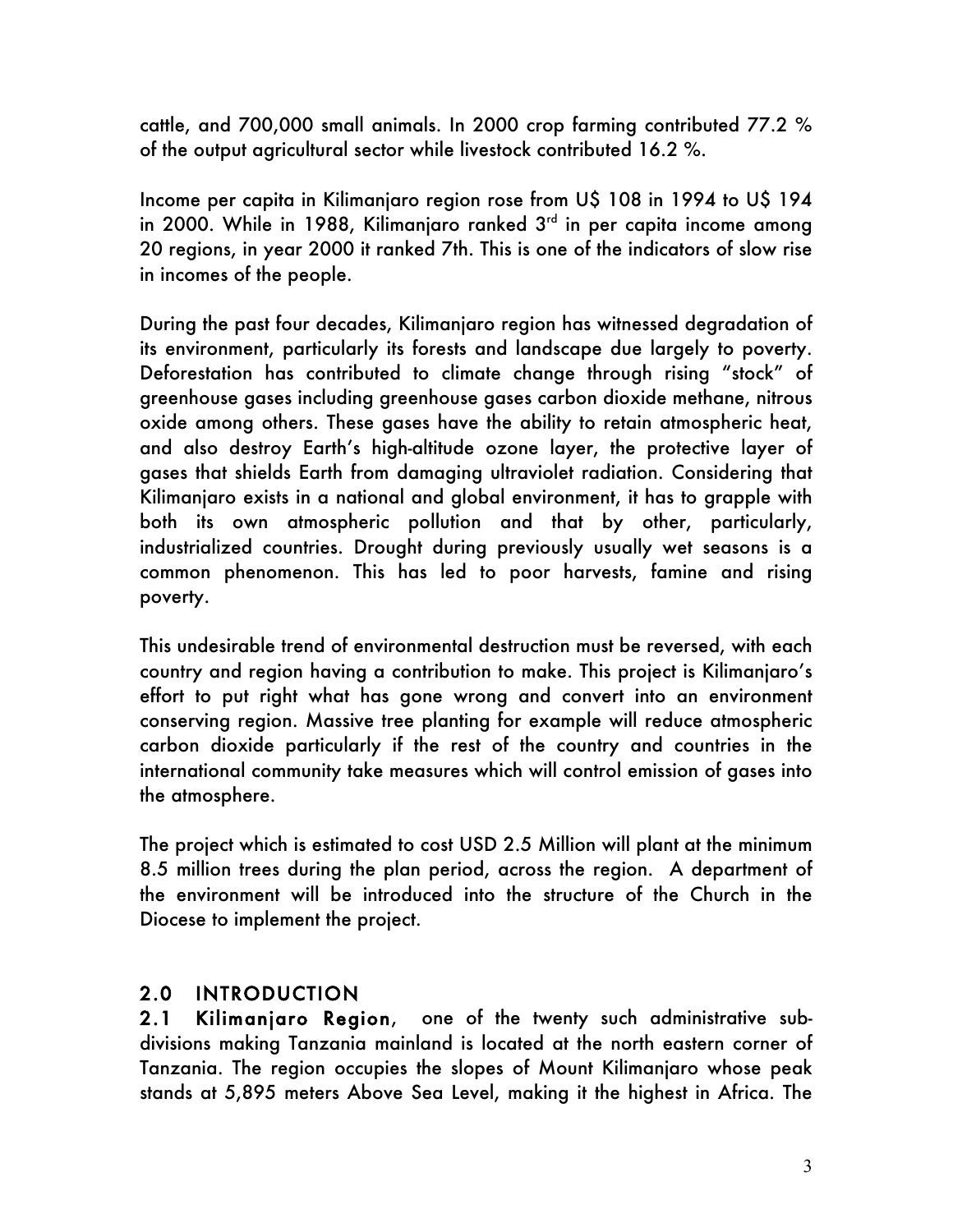cattle, and 700,000 small animals. In 2000 crop farming contributed 77.2 % of the output agricultural sector while livestock contributed 16.2 %.

Income per capita in Kilimanjaro region rose from U$ 108 in 1994 to U$ 194 in 2000. While in 1988, Kilimanjaro ranked 3rd in per capita income among 20 regions, in year 2000 it ranked 7th. This is one of the indicators of slow rise in incomes of the people.

During the past four decades, Kilimanjaro region has witnessed degradation of its environment, particularly its forests and landscape due largely to poverty. Deforestation has contributed to climate change through rising "stock" of greenhouse gases including greenhouse gases carbon dioxide methane, nitrous oxide among others. These gases have the ability to retain atmospheric heat, and also destroy Earth's high-altitude ozone layer, the protective layer of gases that shields Earth from damaging ultraviolet radiation. Considering that Kilimanjaro exists in a national and global environment, it has to grapple with both its own atmospheric pollution and that by other, particularly, industrialized countries. Drought during previously usually wet seasons is a common phenomenon. This has led to poor harvests, famine and rising poverty.

This undesirable trend of environmental destruction must be reversed, with each country and region having a contribution to make. This project is Kilimanjaro's effort to put right what has gone wrong and convert into an environment conserving region. Massive tree planting for example will reduce atmospheric carbon dioxide particularly if the rest of the country and countries in the international community take measures which will control emission of gases into the atmosphere.

The project which is estimated to cost USD 2.5 Million will plant at the minimum 8.5 million trees during the plan period, across the region. A department of the environment will be introduced into the structure of the Church in the Diocese to implement the project.

## 2.0 INTRODUCTION

**2.1 Kilimanjaro Region**, one of the twenty such administrative sub-divisions making Tanzania mainland is located at the north eastern corner of Tanzania. The region occupies the slopes of Mount Kilimanjaro whose peak stands at 5,895 meters Above Sea Level, making it the highest in Africa. The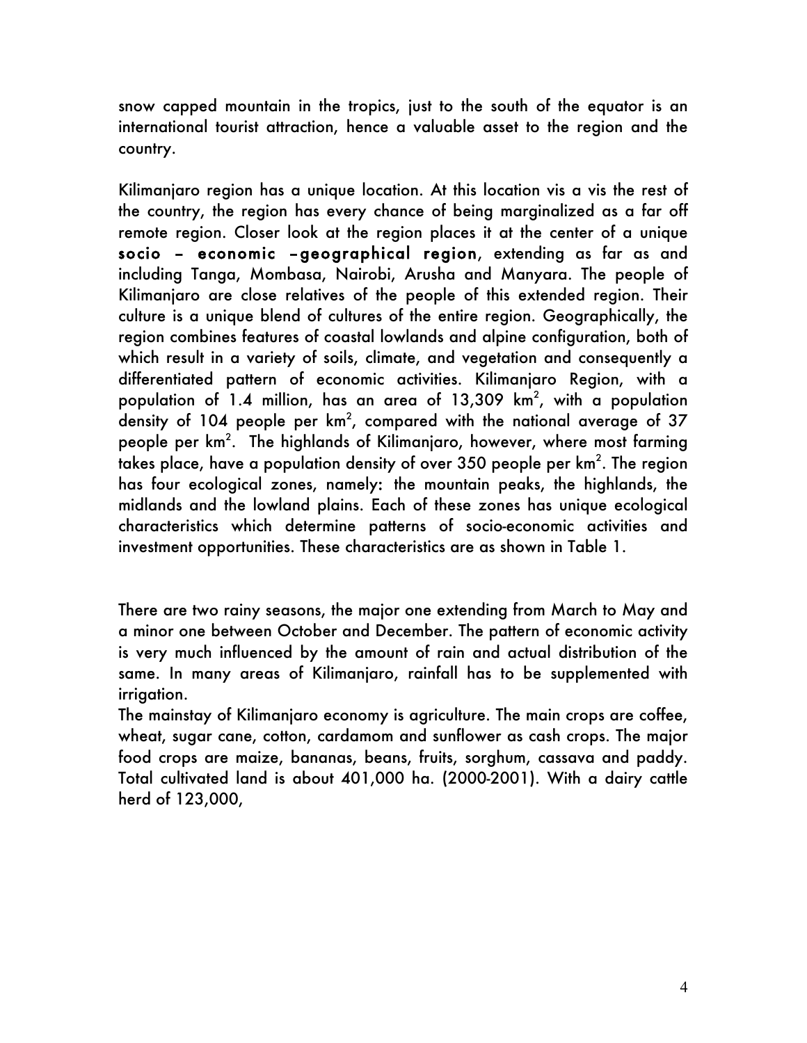snow capped mountain in the tropics, just to the south of the equator is an international tourist attraction, hence a valuable asset to the region and the country.

Kilimanjaro region has a unique location. At this location vis a vis the rest of the country, the region has every chance of being marginalized as a far off remote region. Closer look at the region places it at the center of a unique **socio – economic –geographical region**, extending as far as and including Tanga, Mombasa, Nairobi, Arusha and Manyara. The people of Kilimanjaro are close relatives of the people of this extended region. Their culture is a unique blend of cultures of the entire region. Geographically, the region combines features of coastal lowlands and alpine configuration, both of which result in a variety of soils, climate, and vegetation and consequently a differentiated pattern of economic activities. Kilimanjaro Region, with a population of 1.4 million, has an area of 13,309 km$^2$, with a population density of 104 people per km$^2$, compared with the national average of 37 people per km$^2$. The highlands of Kilimanjaro, however, where most farming takes place, have a population density of over 350 people per km$^2$. The region has four ecological zones, namely: the mountain peaks, the highlands, the midlands and the lowland plains. Each of these zones has unique ecological characteristics which determine patterns of socio-economic activities and investment opportunities. These characteristics are as shown in Table 1.

There are two rainy seasons, the major one extending from March to May and a minor one between October and December. The pattern of economic activity is very much influenced by the amount of rain and actual distribution of the same. In many areas of Kilimanjaro, rainfall has to be supplemented with irrigation.

The mainstay of Kilimanjaro economy is agriculture. The main crops are coffee, wheat, sugar cane, cotton, cardamom and sunflower as cash crops. The major food crops are maize, bananas, beans, fruits, sorghum, cassava and paddy. Total cultivated land is about 401,000 ha. (2000-2001). With a dairy cattle herd of 123,000,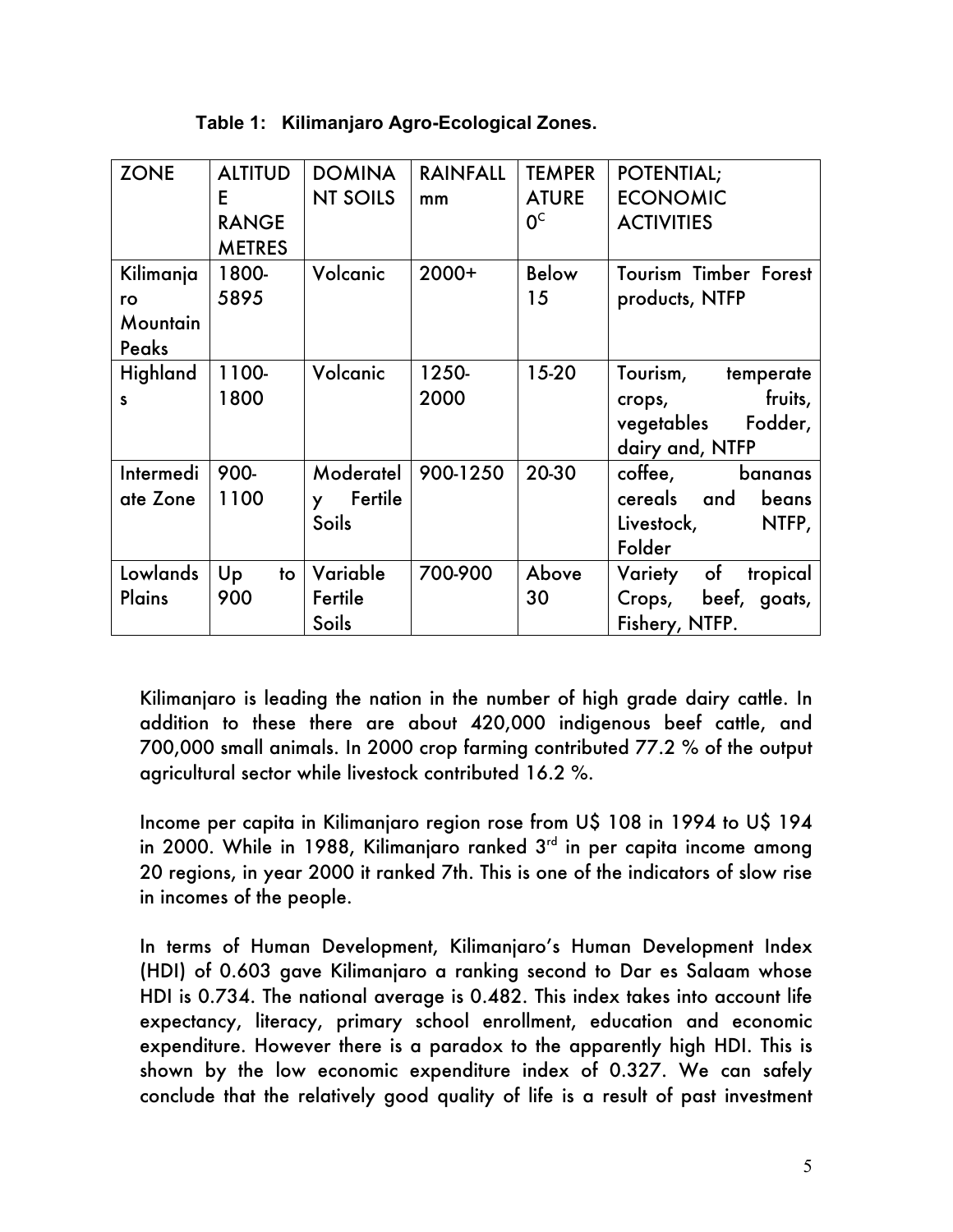**Table 1: Kilimanjaro Agro-Ecological Zones.**

| ZONE | ALTITUDE RANGE METRES | DOMINANT SOILS | RAINFALL mm | TEMPERATURE $0^{C}$ | POTENTIAL; ECONOMIC ACTIVITIES |
|---|---|---|---|---|---|
| Kilimanjaro Mountain Peaks | 1800-5895 | Volcanic | 2000+ | Below 15 | Tourism Timber Forest products, NTFP |
| Highlands | 1100-1800 | Volcanic | 1250-2000 | 15-20 | Tourism, temperate crops, fruits, vegetables Fodder, dairy and, NTFP |
| Intermediate Zone | 900-1100 | Moderately Fertile Soils | 900-1250 | 20-30 | coffee, bananas cereals and beans Livestock, NTFP, Folder |
| Lowlands Plains | Up to 900 | Variable Fertile Soils | 700-900 | Above 30 | Variety of tropical Crops, beef, goats, Fishery, NTFP. |

Kilimanjaro is leading the nation in the number of high grade dairy cattle. In addition to these there are about 420,000 indigenous beef cattle, and 700,000 small animals. In 2000 crop farming contributed 77.2 % of the output agricultural sector while livestock contributed 16.2 %.

Income per capita in Kilimanjaro region rose from U$ 108 in 1994 to U$ 194 in 2000. While in 1988, Kilimanjaro ranked 3rd in per capita income among 20 regions, in year 2000 it ranked 7th. This is one of the indicators of slow rise in incomes of the people.

In terms of Human Development, Kilimanjaro's Human Development Index (HDI) of 0.603 gave Kilimanjaro a ranking second to Dar es Salaam whose HDI is 0.734. The national average is 0.482. This index takes into account life expectancy, literacy, primary school enrollment, education and economic expenditure. However there is a paradox to the apparently high HDI. This is shown by the low economic expenditure index of 0.327. We can safely conclude that the relatively good quality of life is a result of past investment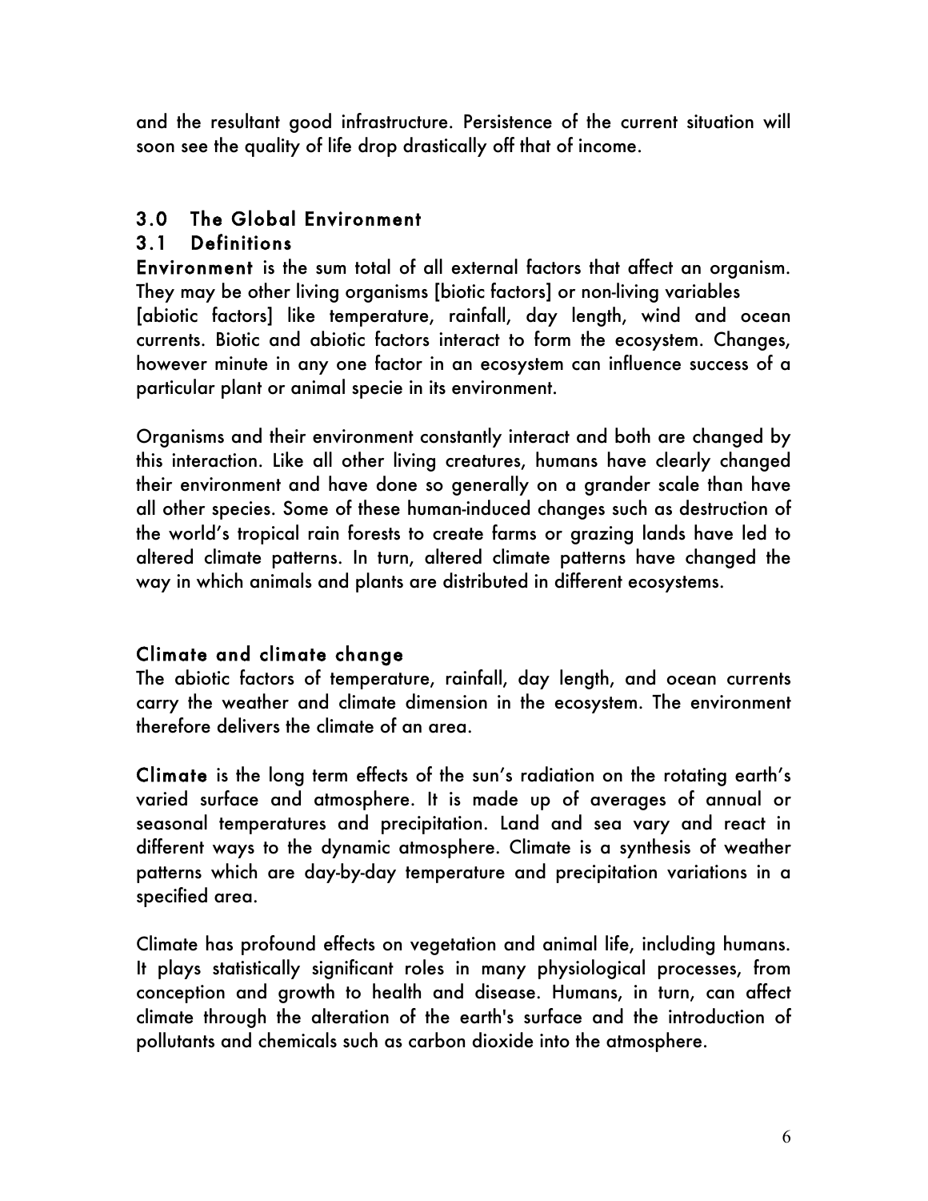and the resultant good infrastructure. Persistence of the current situation will soon see the quality of life drop drastically off that of income.

## 3.0 The Global Environment

### 3.1 Definitions

**Environment** is the sum total of all external factors that affect an organism. They may be other living organisms [biotic factors] or non-living variables [abiotic factors] like temperature, rainfall, day length, wind and ocean currents. Biotic and abiotic factors interact to form the ecosystem. Changes, however minute in any one factor in an ecosystem can influence success of a particular plant or animal specie in its environment.

Organisms and their environment constantly interact and both are changed by this interaction. Like all other living creatures, humans have clearly changed their environment and have done so generally on a grander scale than have all other species. Some of these human-induced changes such as destruction of the world's tropical rain forests to create farms or grazing lands have led to altered climate patterns. In turn, altered climate patterns have changed the way in which animals and plants are distributed in different ecosystems.

#### Climate and climate change

The abiotic factors of temperature, rainfall, day length, and ocean currents carry the weather and climate dimension in the ecosystem. The environment therefore delivers the climate of an area.

**Climate** is the long term effects of the sun's radiation on the rotating earth's varied surface and atmosphere. It is made up of averages of annual or seasonal temperatures and precipitation. Land and sea vary and react in different ways to the dynamic atmosphere. Climate is a synthesis of weather patterns which are day-by-day temperature and precipitation variations in a specified area.

Climate has profound effects on vegetation and animal life, including humans. It plays statistically significant roles in many physiological processes, from conception and growth to health and disease. Humans, in turn, can affect climate through the alteration of the earth's surface and the introduction of pollutants and chemicals such as carbon dioxide into the atmosphere.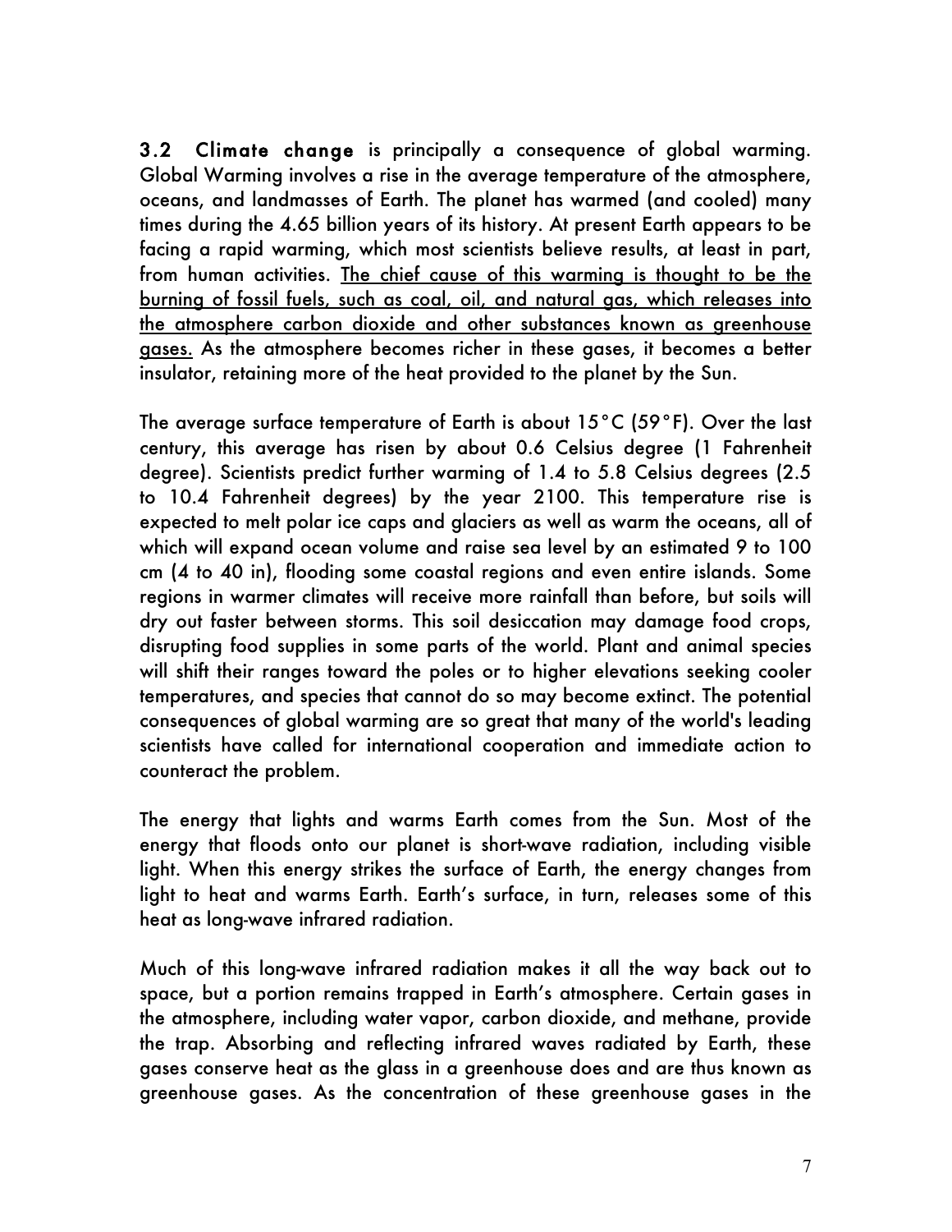**3.2 Climate change** is principally a consequence of global warming. Global Warming involves a rise in the average temperature of the atmosphere, oceans, and landmasses of Earth. The planet has warmed (and cooled) many times during the 4.65 billion years of its history. At present Earth appears to be facing a rapid warming, which most scientists believe results, at least in part, from human activities. <u>The chief cause of this warming is thought to be the burning of fossil fuels, such as coal, oil, and natural gas, which releases into the atmosphere carbon dioxide and other substances known as greenhouse gases.</u> As the atmosphere becomes richer in these gases, it becomes a better insulator, retaining more of the heat provided to the planet by the Sun.

The average surface temperature of Earth is about 15°C (59°F). Over the last century, this average has risen by about 0.6 Celsius degree (1 Fahrenheit degree). Scientists predict further warming of 1.4 to 5.8 Celsius degrees (2.5 to 10.4 Fahrenheit degrees) by the year 2100. This temperature rise is expected to melt polar ice caps and glaciers as well as warm the oceans, all of which will expand ocean volume and raise sea level by an estimated 9 to 100 cm (4 to 40 in), flooding some coastal regions and even entire islands. Some regions in warmer climates will receive more rainfall than before, but soils will dry out faster between storms. This soil desiccation may damage food crops, disrupting food supplies in some parts of the world. Plant and animal species will shift their ranges toward the poles or to higher elevations seeking cooler temperatures, and species that cannot do so may become extinct. The potential consequences of global warming are so great that many of the world's leading scientists have called for international cooperation and immediate action to counteract the problem.

The energy that lights and warms Earth comes from the Sun. Most of the energy that floods onto our planet is short-wave radiation, including visible light. When this energy strikes the surface of Earth, the energy changes from light to heat and warms Earth. Earth's surface, in turn, releases some of this heat as long-wave infrared radiation.

Much of this long-wave infrared radiation makes it all the way back out to space, but a portion remains trapped in Earth's atmosphere. Certain gases in the atmosphere, including water vapor, carbon dioxide, and methane, provide the trap. Absorbing and reflecting infrared waves radiated by Earth, these gases conserve heat as the glass in a greenhouse does and are thus known as greenhouse gases. As the concentration of these greenhouse gases in the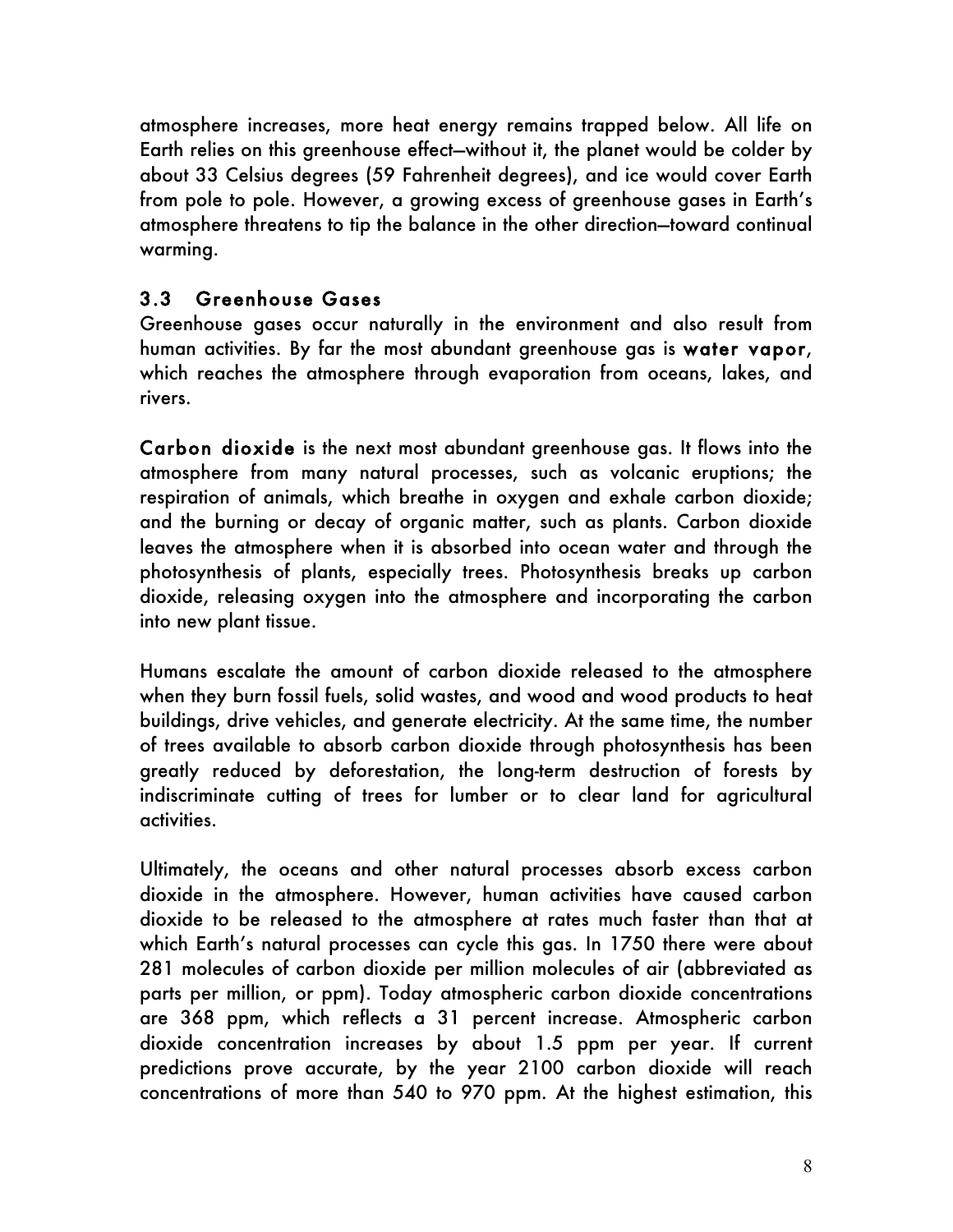atmosphere increases, more heat energy remains trapped below. All life on Earth relies on this greenhouse effect—without it, the planet would be colder by about 33 Celsius degrees (59 Fahrenheit degrees), and ice would cover Earth from pole to pole. However, a growing excess of greenhouse gases in Earth's atmosphere threatens to tip the balance in the other direction—toward continual warming.

### 3.3 Greenhouse Gases

Greenhouse gases occur naturally in the environment and also result from human activities. By far the most abundant greenhouse gas is **water vapor**, which reaches the atmosphere through evaporation from oceans, lakes, and rivers.

**Carbon dioxide** is the next most abundant greenhouse gas. It flows into the atmosphere from many natural processes, such as volcanic eruptions; the respiration of animals, which breathe in oxygen and exhale carbon dioxide; and the burning or decay of organic matter, such as plants. Carbon dioxide leaves the atmosphere when it is absorbed into ocean water and through the photosynthesis of plants, especially trees. Photosynthesis breaks up carbon dioxide, releasing oxygen into the atmosphere and incorporating the carbon into new plant tissue.

Humans escalate the amount of carbon dioxide released to the atmosphere when they burn fossil fuels, solid wastes, and wood and wood products to heat buildings, drive vehicles, and generate electricity. At the same time, the number of trees available to absorb carbon dioxide through photosynthesis has been greatly reduced by deforestation, the long-term destruction of forests by indiscriminate cutting of trees for lumber or to clear land for agricultural activities.

Ultimately, the oceans and other natural processes absorb excess carbon dioxide in the atmosphere. However, human activities have caused carbon dioxide to be released to the atmosphere at rates much faster than that at which Earth's natural processes can cycle this gas. In 1750 there were about 281 molecules of carbon dioxide per million molecules of air (abbreviated as parts per million, or ppm). Today atmospheric carbon dioxide concentrations are 368 ppm, which reflects a 31 percent increase. Atmospheric carbon dioxide concentration increases by about 1.5 ppm per year. If current predictions prove accurate, by the year 2100 carbon dioxide will reach concentrations of more than 540 to 970 ppm. At the highest estimation, this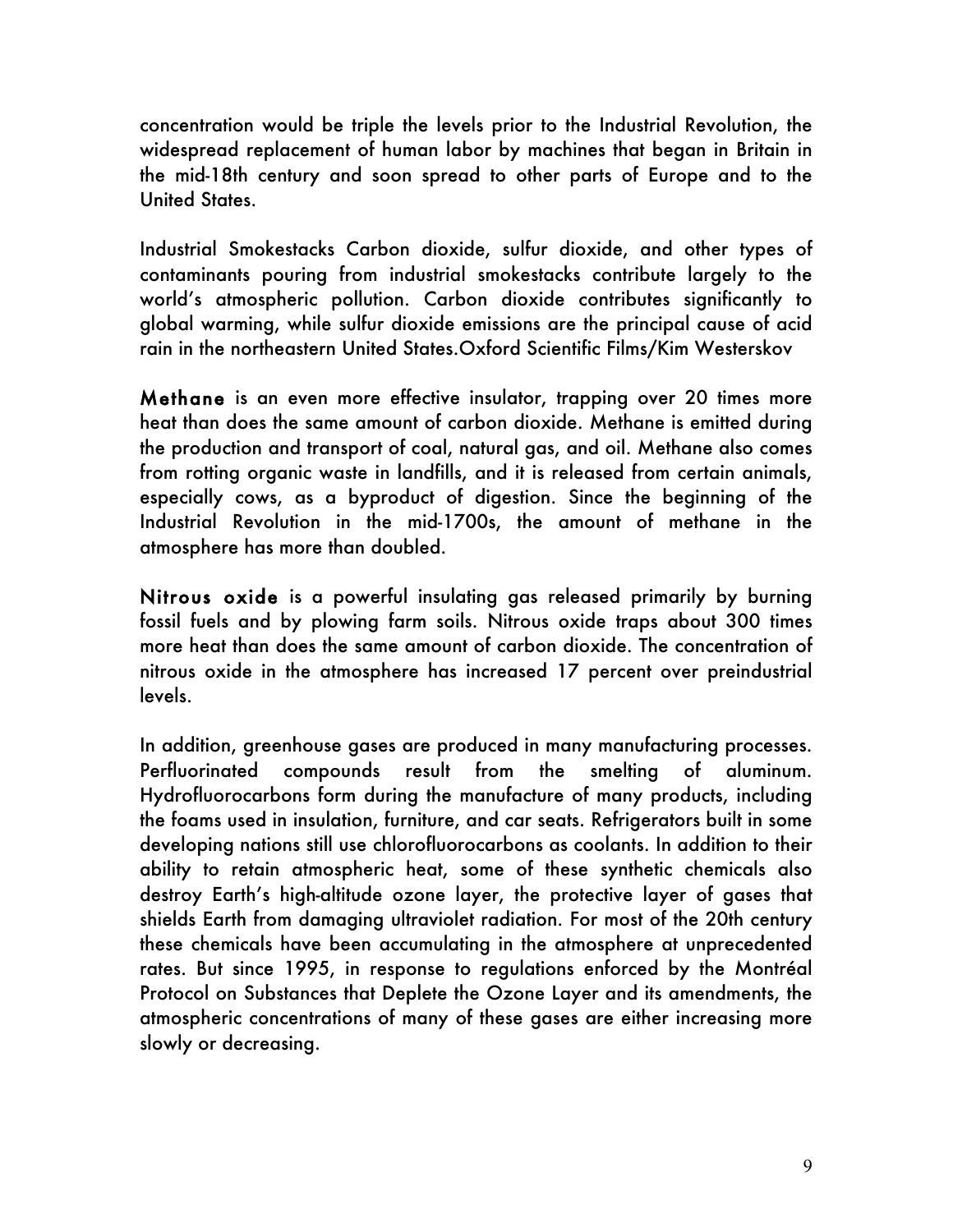concentration would be triple the levels prior to the Industrial Revolution, the widespread replacement of human labor by machines that began in Britain in the mid-18th century and soon spread to other parts of Europe and to the United States.

Industrial Smokestacks Carbon dioxide, sulfur dioxide, and other types of contaminants pouring from industrial smokestacks contribute largely to the world's atmospheric pollution. Carbon dioxide contributes significantly to global warming, while sulfur dioxide emissions are the principal cause of acid rain in the northeastern United States.Oxford Scientific Films/Kim Westerskov

**Methane** is an even more effective insulator, trapping over 20 times more heat than does the same amount of carbon dioxide. Methane is emitted during the production and transport of coal, natural gas, and oil. Methane also comes from rotting organic waste in landfills, and it is released from certain animals, especially cows, as a byproduct of digestion. Since the beginning of the Industrial Revolution in the mid-1700s, the amount of methane in the atmosphere has more than doubled.

**Nitrous oxide** is a powerful insulating gas released primarily by burning fossil fuels and by plowing farm soils. Nitrous oxide traps about 300 times more heat than does the same amount of carbon dioxide. The concentration of nitrous oxide in the atmosphere has increased 17 percent over preindustrial levels.

In addition, greenhouse gases are produced in many manufacturing processes. Perfluorinated compounds result from the smelting of aluminum. Hydrofluorocarbons form during the manufacture of many products, including the foams used in insulation, furniture, and car seats. Refrigerators built in some developing nations still use chlorofluorocarbons as coolants. In addition to their ability to retain atmospheric heat, some of these synthetic chemicals also destroy Earth's high-altitude ozone layer, the protective layer of gases that shields Earth from damaging ultraviolet radiation. For most of the 20th century these chemicals have been accumulating in the atmosphere at unprecedented rates. But since 1995, in response to regulations enforced by the Montréal Protocol on Substances that Deplete the Ozone Layer and its amendments, the atmospheric concentrations of many of these gases are either increasing more slowly or decreasing.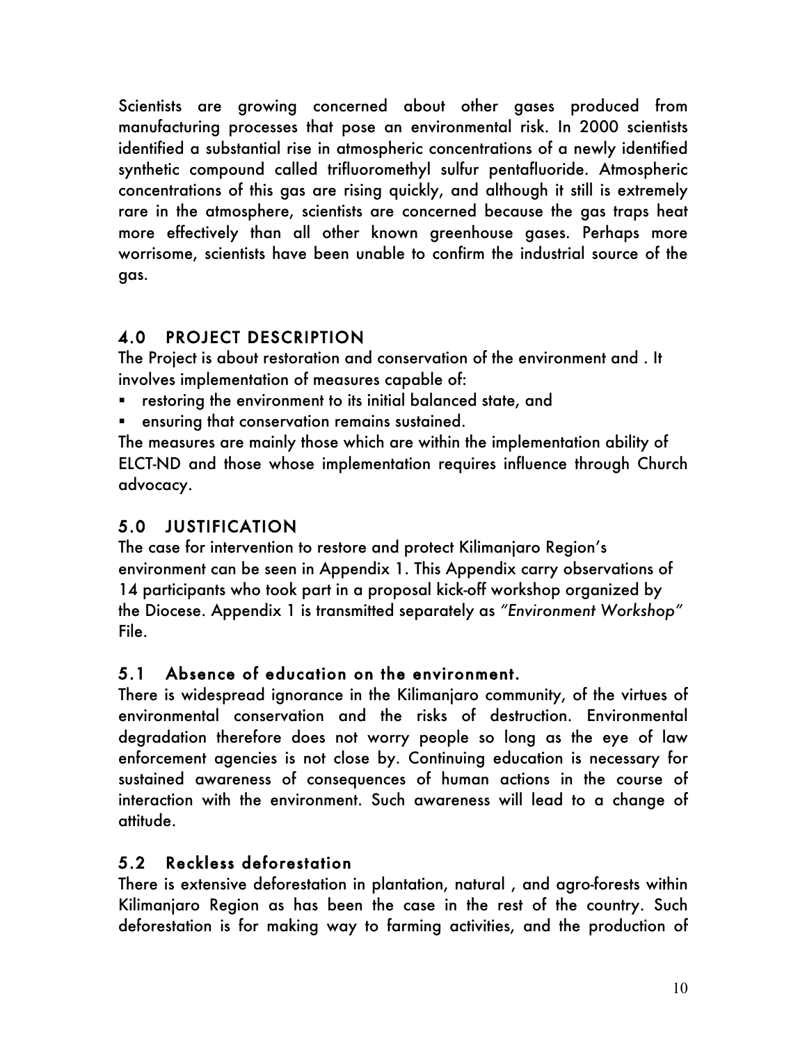Scientists are growing concerned about other gases produced from manufacturing processes that pose an environmental risk. In 2000 scientists identified a substantial rise in atmospheric concentrations of a newly identified synthetic compound called trifluoromethyl sulfur pentafluoride. Atmospheric concentrations of this gas are rising quickly, and although it still is extremely rare in the atmosphere, scientists are concerned because the gas traps heat more effectively than all other known greenhouse gases. Perhaps more worrisome, scientists have been unable to confirm the industrial source of the gas.

## 4.0 PROJECT DESCRIPTION

The Project is about restoration and conservation of the environment and . It involves implementation of measures capable of:

- restoring the environment to its initial balanced state, and
- ensuring that conservation remains sustained.

The measures are mainly those which are within the implementation ability of ELCT-ND and those whose implementation requires influence through Church advocacy.

## 5.0 JUSTIFICATION

The case for intervention to restore and protect Kilimanjaro Region's environment can be seen in Appendix 1. This Appendix carry observations of 14 participants who took part in a proposal kick-off workshop organized by the Diocese. Appendix 1 is transmitted separately as *"Environment Workshop"* File.

### 5.1 Absence of education on the environment.

There is widespread ignorance in the Kilimanjaro community, of the virtues of environmental conservation and the risks of destruction. Environmental degradation therefore does not worry people so long as the eye of law enforcement agencies is not close by. Continuing education is necessary for sustained awareness of consequences of human actions in the course of interaction with the environment. Such awareness will lead to a change of attitude.

### 5.2 Reckless deforestation

There is extensive deforestation in plantation, natural , and agro-forests within Kilimanjaro Region as has been the case in the rest of the country. Such deforestation is for making way to farming activities, and the production of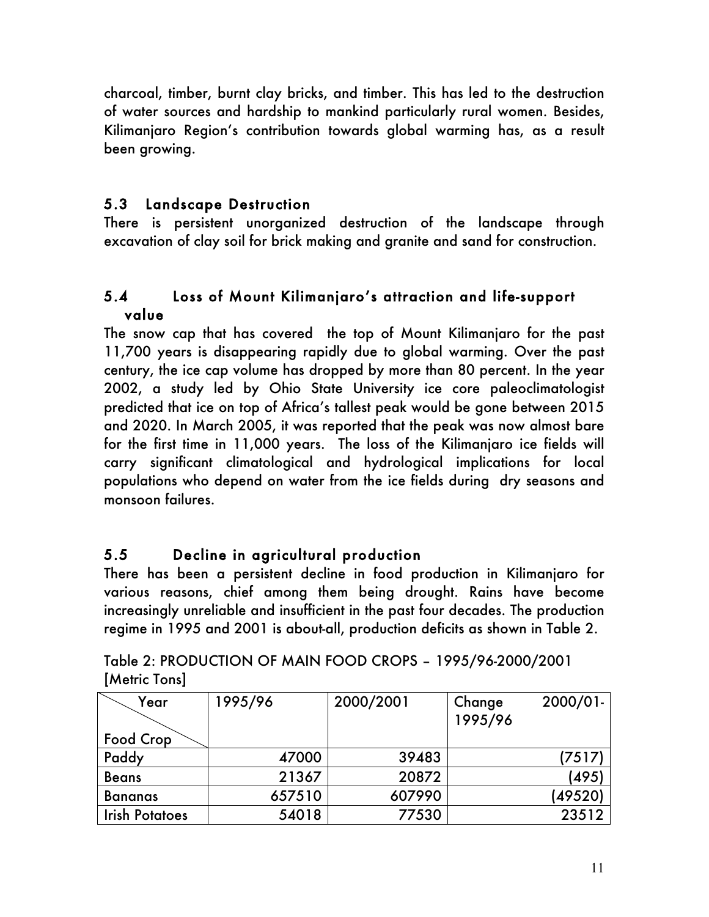charcoal, timber, burnt clay bricks, and timber. This has led to the destruction of water sources and hardship to mankind particularly rural women. Besides, Kilimanjaro Region's contribution towards global warming has, as a result been growing.

## 5.3 Landscape Destruction

There is persistent unorganized destruction of the landscape through excavation of clay soil for brick making and granite and sand for construction.

## 5.4 Loss of Mount Kilimanjaro's attraction and life-support value

The snow cap that has covered the top of Mount Kilimanjaro for the past 11,700 years is disappearing rapidly due to global warming. Over the past century, the ice cap volume has dropped by more than 80 percent. In the year 2002, a study led by Ohio State University ice core paleoclimatologist predicted that ice on top of Africa's tallest peak would be gone between 2015 and 2020. In March 2005, it was reported that the peak was now almost bare for the first time in 11,000 years. The loss of the Kilimanjaro ice fields will carry significant climatological and hydrological implications for local populations who depend on water from the ice fields during dry seasons and monsoon failures.

## 5.5 Decline in agricultural production

There has been a persistent decline in food production in Kilimanjaro for various reasons, chief among them being drought. Rains have become increasingly unreliable and insufficient in the past four decades. The production regime in 1995 and 2001 is about-all, production deficits as shown in Table 2.

Table 2: PRODUCTION OF MAIN FOOD CROPS – 1995/96-2000/2001 [Metric Tons]

| Year / Food Crop | 1995/96 | 2000/2001 | Change 2000/01-1995/96 |
|---|---|---|---|
| Paddy | 47000 | 39483 | (7517) |
| Beans | 21367 | 20872 | (495) |
| Bananas | 657510 | 607990 | (49520) |
| Irish Potatoes | 54018 | 77530 | 23512 |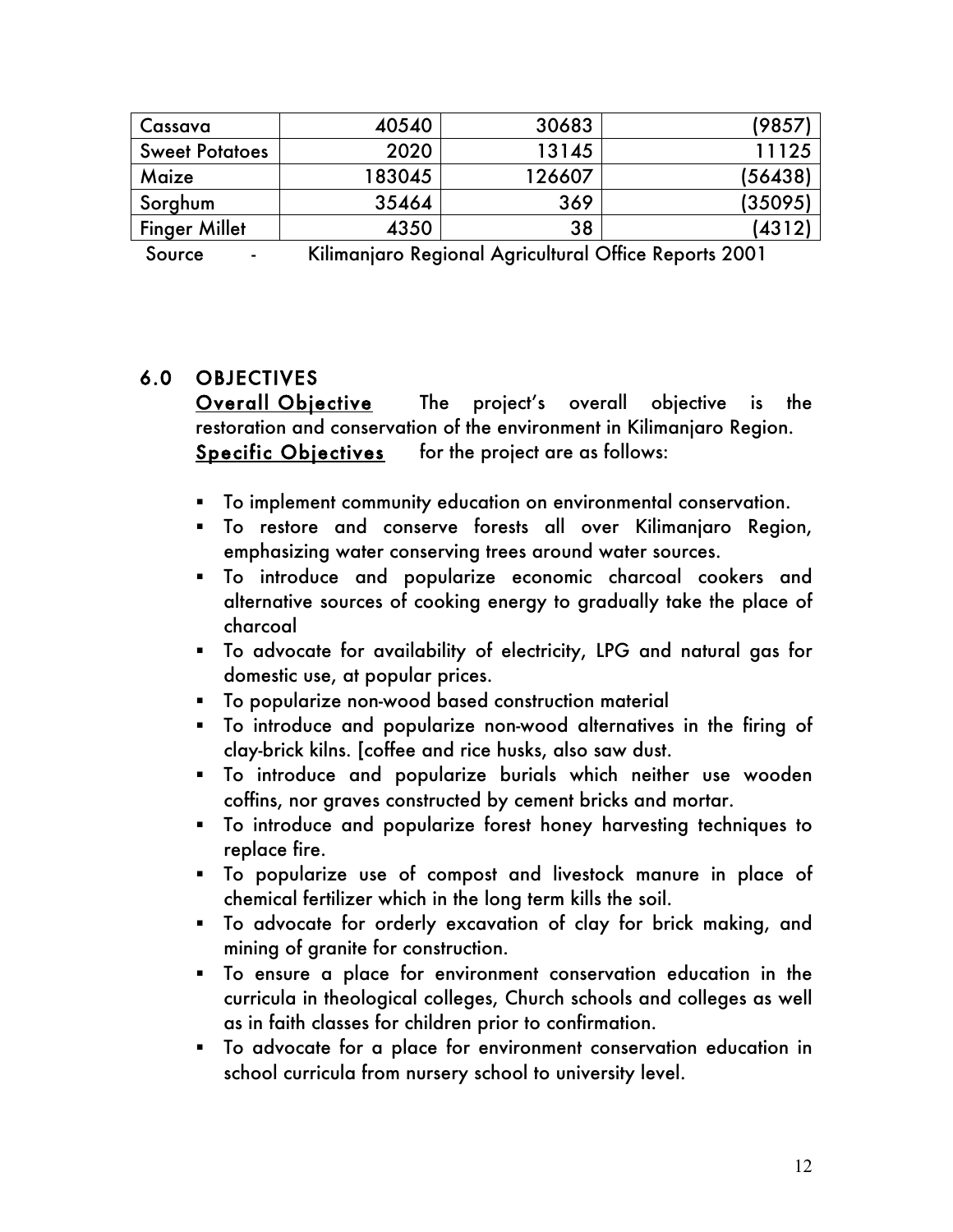| | | | |
|---|---|---|---|
| Cassava | 40540 | 30683 | (9857) |
| Sweet Potatoes | 2020 | 13145 | 11125 |
| Maize | 183045 | 126607 | (56438) |
| Sorghum | 35464 | 369 | (35095) |
| Finger Millet | 4350 | 38 | (4312) |

Source - Kilimanjaro Regional Agricultural Office Reports 2001

## 6.0 OBJECTIVES

**Overall Objective** The project's overall objective is the restoration and conservation of the environment in Kilimanjaro Region.

**Specific Objectives** for the project are as follows:

- To implement community education on environmental conservation.
- To restore and conserve forests all over Kilimanjaro Region, emphasizing water conserving trees around water sources.
- To introduce and popularize economic charcoal cookers and alternative sources of cooking energy to gradually take the place of charcoal
- To advocate for availability of electricity, LPG and natural gas for domestic use, at popular prices.
- To popularize non-wood based construction material
- To introduce and popularize non-wood alternatives in the firing of clay-brick kilns. [coffee and rice husks, also saw dust.
- To introduce and popularize burials which neither use wooden coffins, nor graves constructed by cement bricks and mortar.
- To introduce and popularize forest honey harvesting techniques to replace fire.
- To popularize use of compost and livestock manure in place of chemical fertilizer which in the long term kills the soil.
- To advocate for orderly excavation of clay for brick making, and mining of granite for construction.
- To ensure a place for environment conservation education in the curricula in theological colleges, Church schools and colleges as well as in faith classes for children prior to confirmation.
- To advocate for a place for environment conservation education in school curricula from nursery school to university level.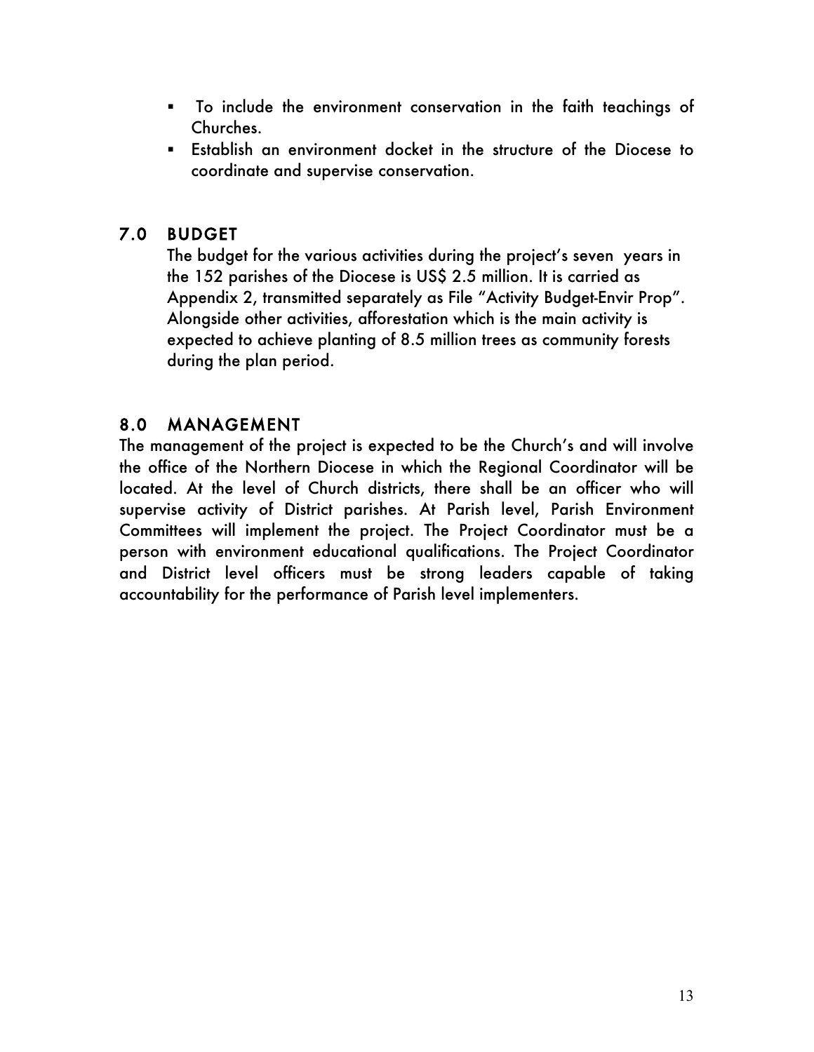- To include the environment conservation in the faith teachings of Churches.
- Establish an environment docket in the structure of the Diocese to coordinate and supervise conservation.

## 7.0 BUDGET

The budget for the various activities during the project's seven years in the 152 parishes of the Diocese is US$ 2.5 million. It is carried as Appendix 2, transmitted separately as File "Activity Budget-Envir Prop". Alongside other activities, afforestation which is the main activity is expected to achieve planting of 8.5 million trees as community forests during the plan period.

## 8.0 MANAGEMENT

The management of the project is expected to be the Church's and will involve the office of the Northern Diocese in which the Regional Coordinator will be located. At the level of Church districts, there shall be an officer who will supervise activity of District parishes. At Parish level, Parish Environment Committees will implement the project. The Project Coordinator must be a person with environment educational qualifications. The Project Coordinator and District level officers must be strong leaders capable of taking accountability for the performance of Parish level implementers.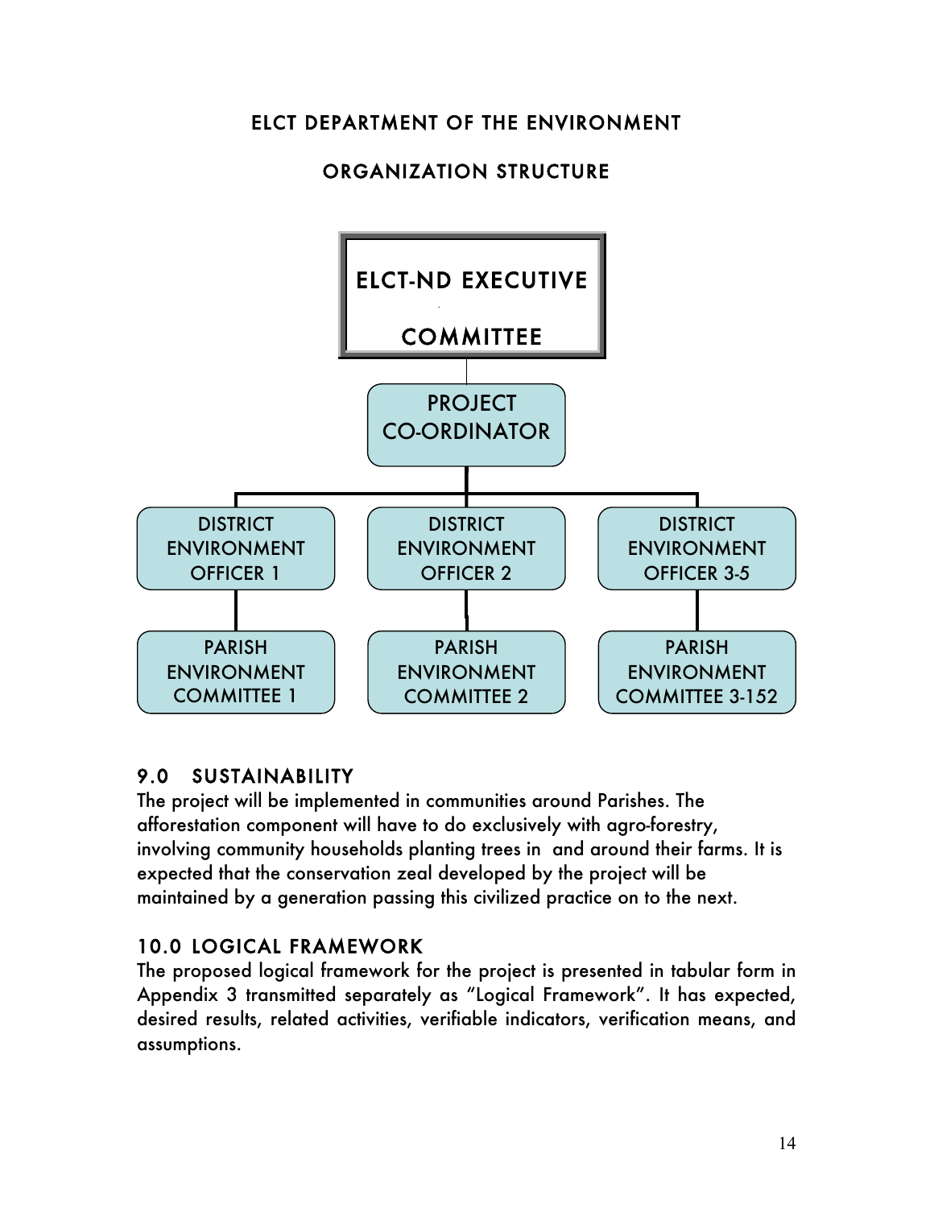## ELCT DEPARTMENT OF THE ENVIRONMENT

## ORGANIZATION STRUCTURE

ELCT-ND EXECUTIVE COMMITTEE

PROJECT CO-ORDINATOR

DISTRICT ENVIRONMENT OFFICER 1

DISTRICT ENVIRONMENT OFFICER 2

DISTRICT ENVIRONMENT OFFICER 3-5

PARISH ENVIRONMENT COMMITTEE 1

PARISH ENVIRONMENT COMMITTEE 2

PARISH ENVIRONMENT COMMITTEE 3-152

## 9.0 SUSTAINABILITY

The project will be implemented in communities around Parishes. The afforestation component will have to do exclusively with agro-forestry, involving community households planting trees in and around their farms. It is expected that the conservation zeal developed by the project will be maintained by a generation passing this civilized practice on to the next.

## 10.0 LOGICAL FRAMEWORK

The proposed logical framework for the project is presented in tabular form in Appendix 3 transmitted separately as "Logical Framework". It has expected, desired results, related activities, verifiable indicators, verification means, and assumptions.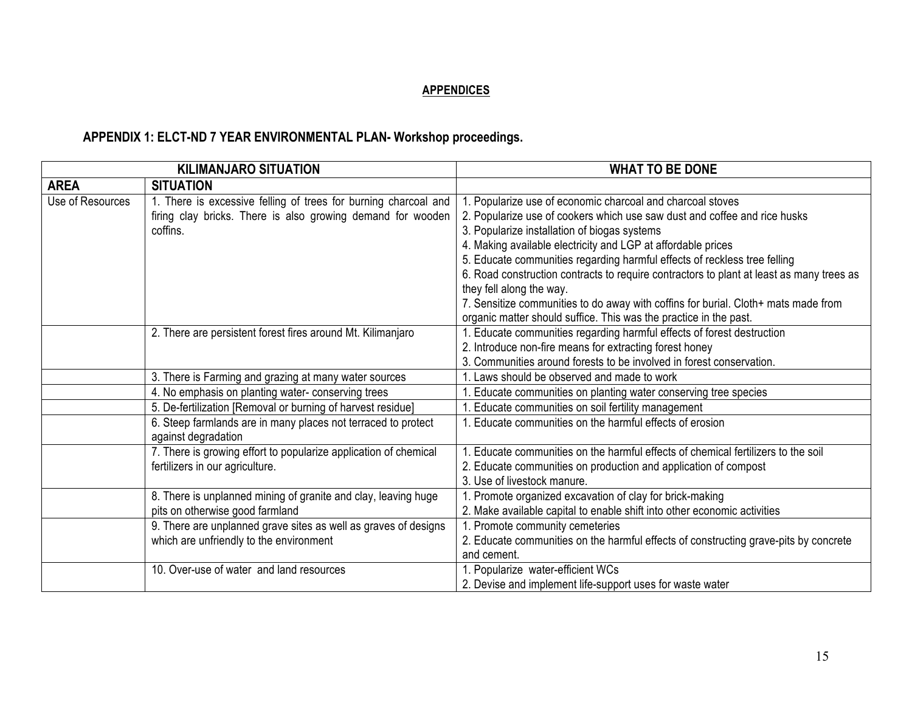## APPENDICES

### APPENDIX 1: ELCT-ND 7 YEAR ENVIRONMENTAL PLAN- Workshop proceedings.

| KILIMANJARO SITUATION | | WHAT TO BE DONE |
|---|---|---|
| **AREA** | **SITUATION** | |
| Use of Resources | 1. There is excessive felling of trees for burning charcoal and firing clay bricks. There is also growing demand for wooden coffins. | 1. Popularize use of economic charcoal and charcoal stoves<br>2. Popularize use of cookers which use saw dust and coffee and rice husks<br>3. Popularize installation of biogas systems<br>4. Making available electricity and LGP at affordable prices<br>5. Educate communities regarding harmful effects of reckless tree felling<br>6. Road construction contracts to require contractors to plant at least as many trees as they fell along the way.<br>7. Sensitize communities to do away with coffins for burial. Cloth+ mats made from organic matter should suffice. This was the practice in the past. |
| | 2. There are persistent forest fires around Mt. Kilimanjaro | 1. Educate communities regarding harmful effects of forest destruction<br>2. Introduce non-fire means for extracting forest honey<br>3. Communities around forests to be involved in forest conservation. |
| | 3. There is Farming and grazing at many water sources | 1. Laws should be observed and made to work |
| | 4. No emphasis on planting water- conserving trees | 1. Educate communities on planting water conserving tree species |
| | 5. De-fertilization [Removal or burning of harvest residue] | 1. Educate communities on soil fertility management |
| | 6. Steep farmlands are in many places not terraced to protect against degradation | 1. Educate communities on the harmful effects of erosion |
| | 7. There is growing effort to popularize application of chemical fertilizers in our agriculture. | 1. Educate communities on the harmful effects of chemical fertilizers to the soil<br>2. Educate communities on production and application of compost<br>3. Use of livestock manure. |
| | 8. There is unplanned mining of granite and clay, leaving huge pits on otherwise good farmland | 1. Promote organized excavation of clay for brick-making<br>2. Make available capital to enable shift into other economic activities |
| | 9. There are unplanned grave sites as well as graves of designs which are unfriendly to the environment | 1. Promote community cemeteries<br>2. Educate communities on the harmful effects of constructing grave-pits by concrete and cement. |
| | 10. Over-use of water and land resources | 1. Popularize water-efficient WCs<br>2. Devise and implement life-support uses for waste water |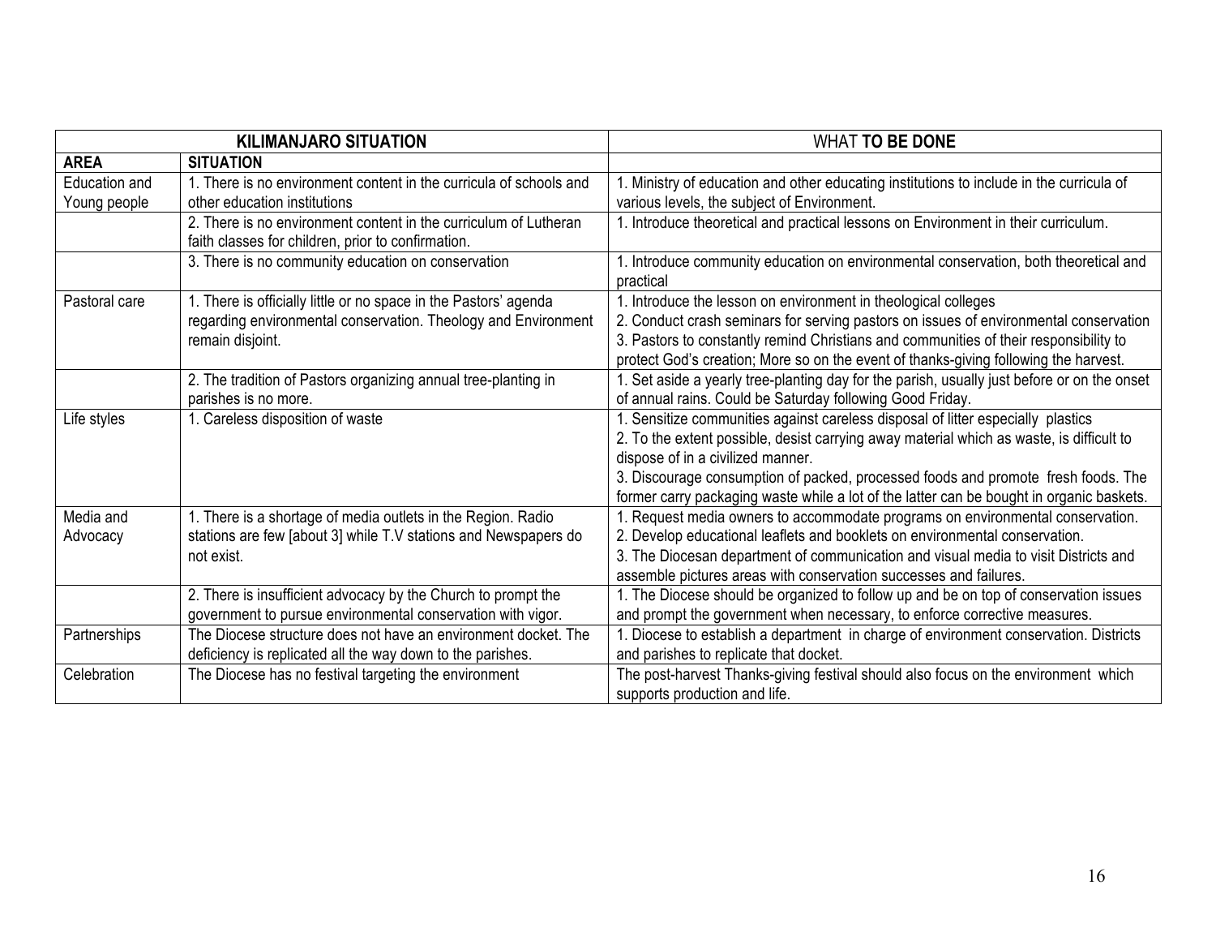| KILIMANJARO SITUATION | | WHAT **TO BE DONE** |
|---|---|---|
| **AREA** | **SITUATION** | |
| Education and Young people | 1. There is no environment content in the curricula of schools and other education institutions | 1. Ministry of education and other educating institutions to include in the curricula of various levels, the subject of Environment. |
| | 2. There is no environment content in the curriculum of Lutheran faith classes for children, prior to confirmation. | 1. Introduce theoretical and practical lessons on Environment in their curriculum. |
| | 3. There is no community education on conservation | 1. Introduce community education on environmental conservation, both theoretical and practical |
| Pastoral care | 1. There is officially little or no space in the Pastors' agenda regarding environmental conservation. Theology and Environment remain disjoint. | 1. Introduce the lesson on environment in theological colleges<br>2. Conduct crash seminars for serving pastors on issues of environmental conservation<br>3. Pastors to constantly remind Christians and communities of their responsibility to protect God's creation; More so on the event of thanks-giving following the harvest. |
| | 2. The tradition of Pastors organizing annual tree-planting in parishes is no more. | 1. Set aside a yearly tree-planting day for the parish, usually just before or on the onset of annual rains. Could be Saturday following Good Friday. |
| Life styles | 1. Careless disposition of waste | 1. Sensitize communities against careless disposal of litter especially plastics<br>2. To the extent possible, desist carrying away material which as waste, is difficult to dispose of in a civilized manner.<br>3. Discourage consumption of packed, processed foods and promote fresh foods. The former carry packaging waste while a lot of the latter can be bought in organic baskets. |
| Media and Advocacy | 1. There is a shortage of media outlets in the Region. Radio stations are few [about 3] while T.V stations and Newspapers do not exist. | 1. Request media owners to accommodate programs on environmental conservation.<br>2. Develop educational leaflets and booklets on environmental conservation.<br>3. The Diocesan department of communication and visual media to visit Districts and assemble pictures areas with conservation successes and failures. |
| | 2. There is insufficient advocacy by the Church to prompt the government to pursue environmental conservation with vigor. | 1. The Diocese should be organized to follow up and be on top of conservation issues and prompt the government when necessary, to enforce corrective measures. |
| Partnerships | The Diocese structure does not have an environment docket. The deficiency is replicated all the way down to the parishes. | 1. Diocese to establish a department in charge of environment conservation. Districts and parishes to replicate that docket. |
| Celebration | The Diocese has no festival targeting the environment | The post-harvest Thanks-giving festival should also focus on the environment which supports production and life. |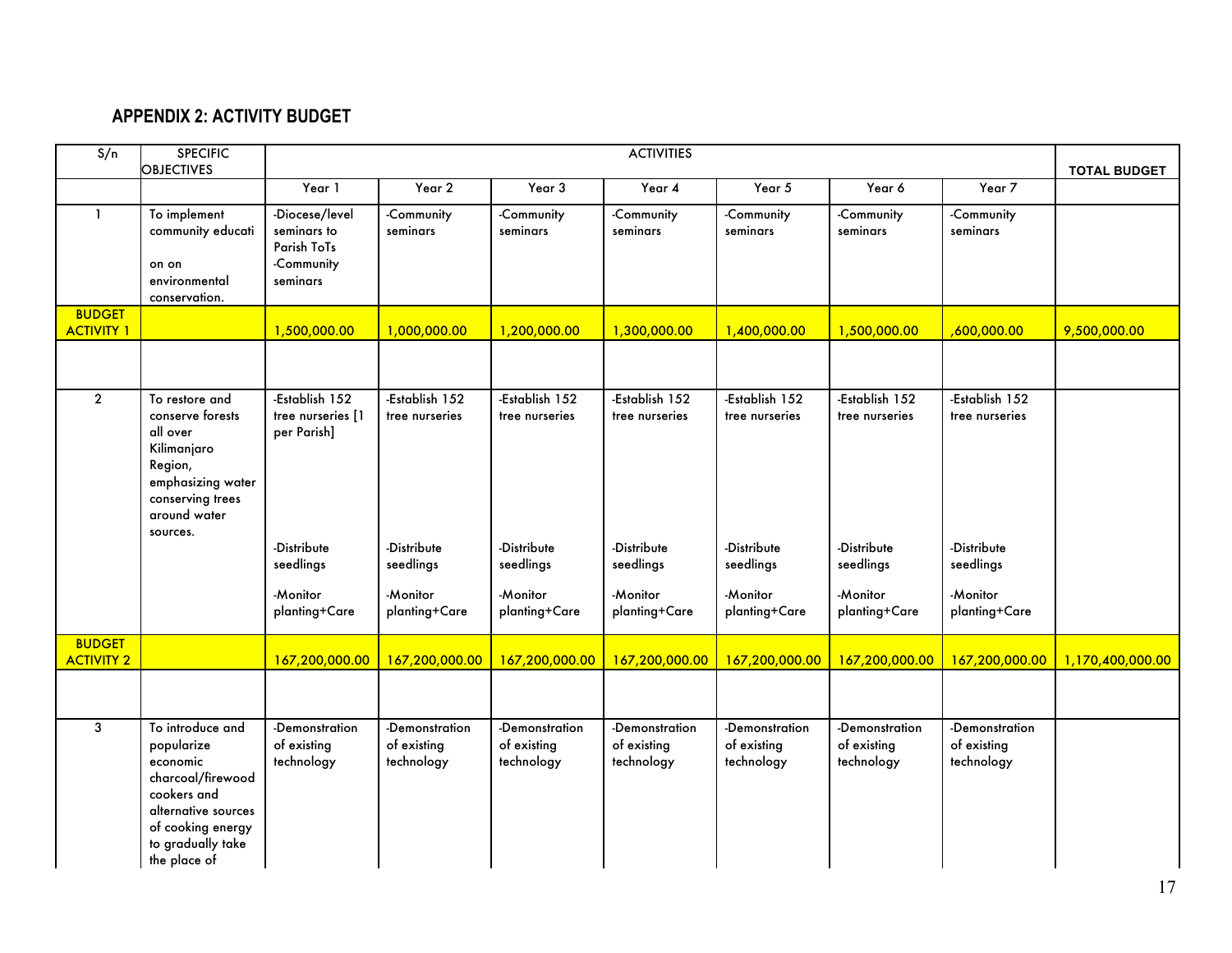## APPENDIX 2: ACTIVITY BUDGET

| S/n | SPECIFIC OBJECTIVES | ACTIVITIES | | | | | | | TOTAL BUDGET |
|---|---|---|---|---|---|---|---|---|---|
| | | Year 1 | Year 2 | Year 3 | Year 4 | Year 5 | Year 6 | Year 7 | |
| 1 | To implement community educati on on environmental conservation. | -Diocese/level seminars to Parish ToTs -Community seminars | -Community seminars | -Community seminars | -Community seminars | -Community seminars | -Community seminars | -Community seminars | |
| BUDGET ACTIVITY 1 | | 1,500,000.00 | 1,000,000.00 | 1,200,000.00 | 1,300,000.00 | 1,400,000.00 | 1,500,000.00 | ,600,000.00 | 9,500,000.00 |
| | | | | | | | | | |
| 2 | To restore and conserve forests all over Kilimanjaro Region, emphasizing water conserving trees around water sources. | -Establish 152 tree nurseries [1 per Parish] -Distribute seedlings -Monitor planting+Care | -Establish 152 tree nurseries -Distribute seedlings -Monitor planting+Care | -Establish 152 tree nurseries -Distribute seedlings -Monitor planting+Care | -Establish 152 tree nurseries -Distribute seedlings -Monitor planting+Care | -Establish 152 tree nurseries -Distribute seedlings -Monitor planting+Care | -Establish 152 tree nurseries -Distribute seedlings -Monitor planting+Care | -Establish 152 tree nurseries -Distribute seedlings -Monitor planting+Care | |
| BUDGET ACTIVITY 2 | | 167,200,000.00 | 167,200,000.00 | 167,200,000.00 | 167,200,000.00 | 167,200,000.00 | 167,200,000.00 | 167,200,000.00 | 1,170,400,000.00 |
| | | | | | | | | | |
| 3 | To introduce and popularize economic charcoal/firewood cookers and alternative sources of cooking energy to gradually take the place of | -Demonstration of existing technology | -Demonstration of existing technology | -Demonstration of existing technology | -Demonstration of existing technology | -Demonstration of existing technology | -Demonstration of existing technology | -Demonstration of existing technology | |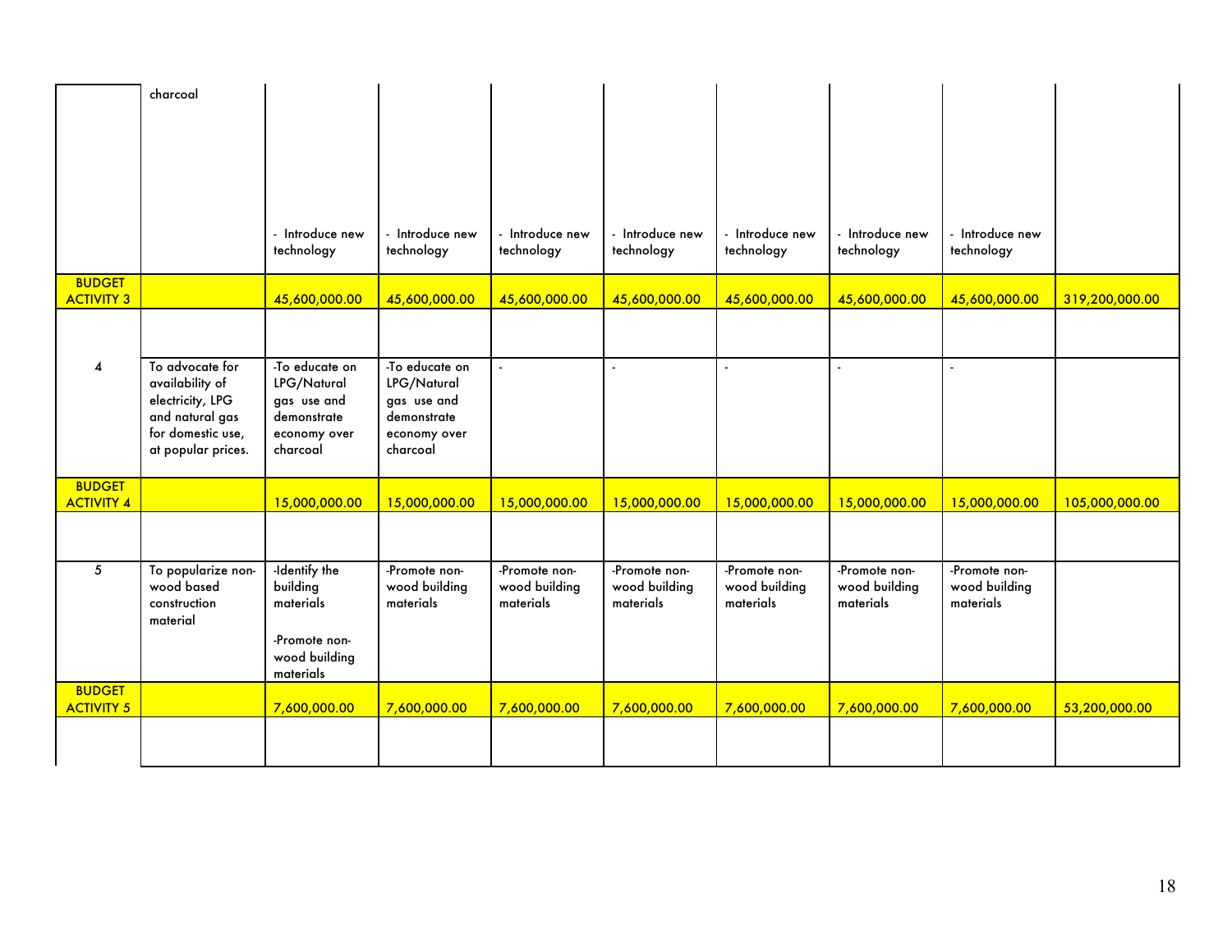| | | | | | | | | | |
|---|---|---|---|---|---|---|---|---|---|
| | charcoal<br><br><br><br><br><br><br><br> | - Introduce new technology | - Introduce new technology | - Introduce new technology | - Introduce new technology | - Introduce new technology | - Introduce new technology | - Introduce new technology | |
| **BUDGET ACTIVITY 3** | | 45,600,000.00 | 45,600,000.00 | 45,600,000.00 | 45,600,000.00 | 45,600,000.00 | 45,600,000.00 | 45,600,000.00 | 319,200,000.00 |
| | | | | | | | | | |
| 4 | To advocate for availability of electricity, LPG and natural gas for domestic use, at popular prices. | -To educate on LPG/Natural gas use and demonstrate economy over charcoal | -To educate on LPG/Natural gas use and demonstrate economy over charcoal | - | - | - | - | - | |
| **BUDGET ACTIVITY 4** | | 15,000,000.00 | 15,000,000.00 | 15,000,000.00 | 15,000,000.00 | 15,000,000.00 | 15,000,000.00 | 15,000,000.00 | 105,000,000.00 |
| | | | | | | | | | |
| 5 | To popularize non-wood based construction material | -Identify the building materials<br><br>-Promote non-wood building materials | -Promote non-wood building materials | -Promote non-wood building materials | -Promote non-wood building materials | -Promote non-wood building materials | -Promote non-wood building materials | -Promote non-wood building materials | |
| **BUDGET ACTIVITY 5** | | 7,600,000.00 | 7,600,000.00 | 7,600,000.00 | 7,600,000.00 | 7,600,000.00 | 7,600,000.00 | 7,600,000.00 | 53,200,000.00 |
| | | | | | | | | | |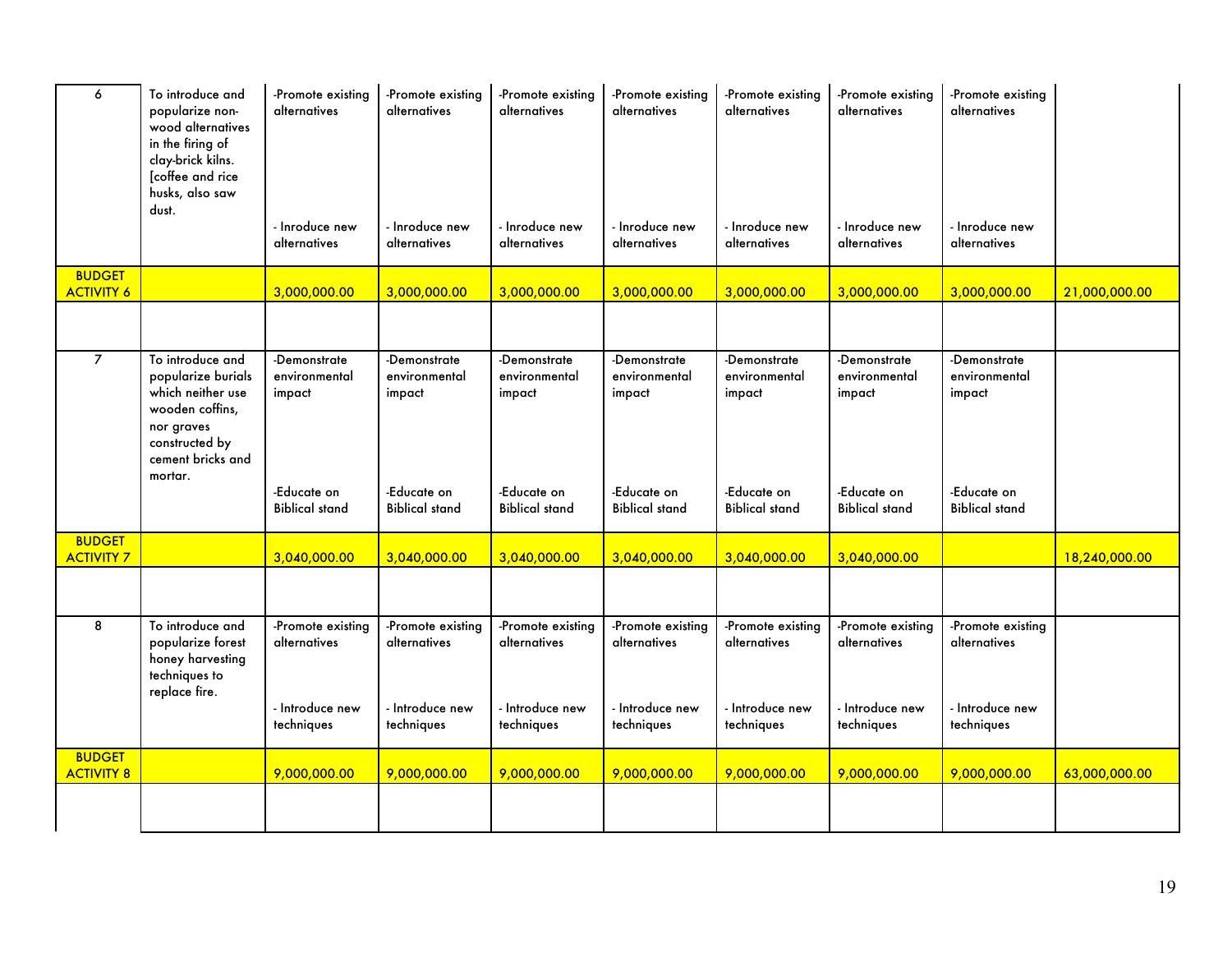| | | | | | | | | | |
|---|---|---|---|---|---|---|---|---|---|
| 6 | To introduce and popularize non-wood alternatives in the firing of clay-brick kilns. [coffee and rice husks, also saw dust. | -Promote existing alternatives<br><br>- Inroduce new alternatives | -Promote existing alternatives<br><br>- Inroduce new alternatives | -Promote existing alternatives<br><br>- Inroduce new alternatives | -Promote existing alternatives<br><br>- Inroduce new alternatives | -Promote existing alternatives<br><br>- Inroduce new alternatives | -Promote existing alternatives<br><br>- Inroduce new alternatives | -Promote existing alternatives<br><br>- Inroduce new alternatives | |
| BUDGET ACTIVITY 6 | | 3,000,000.00 | 3,000,000.00 | 3,000,000.00 | 3,000,000.00 | 3,000,000.00 | 3,000,000.00 | 3,000,000.00 | 21,000,000.00 |
| | | | | | | | | | |
| 7 | To introduce and popularize burials which neither use wooden coffins, nor graves constructed by cement bricks and mortar. | -Demonstrate environmental impact<br><br>-Educate on Biblical stand | -Demonstrate environmental impact<br><br>-Educate on Biblical stand | -Demonstrate environmental impact<br><br>-Educate on Biblical stand | -Demonstrate environmental impact<br><br>-Educate on Biblical stand | -Demonstrate environmental impact<br><br>-Educate on Biblical stand | -Demonstrate environmental impact<br><br>-Educate on Biblical stand | -Demonstrate environmental impact<br><br>-Educate on Biblical stand | |
| BUDGET ACTIVITY 7 | | 3,040,000.00 | 3,040,000.00 | 3,040,000.00 | 3,040,000.00 | 3,040,000.00 | 3,040,000.00 | | 18,240,000.00 |
| | | | | | | | | | |
| 8 | To introduce and popularize forest honey harvesting techniques to replace fire. | -Promote existing alternatives<br><br>- Introduce new techniques | -Promote existing alternatives<br><br>- Introduce new techniques | -Promote existing alternatives<br><br>- Introduce new techniques | -Promote existing alternatives<br><br>- Introduce new techniques | -Promote existing alternatives<br><br>- Introduce new techniques | -Promote existing alternatives<br><br>- Introduce new techniques | -Promote existing alternatives<br><br>- Introduce new techniques | |
| BUDGET ACTIVITY 8 | | 9,000,000.00 | 9,000,000.00 | 9,000,000.00 | 9,000,000.00 | 9,000,000.00 | 9,000,000.00 | 9,000,000.00 | 63,000,000.00 |
| | | | | | | | | | |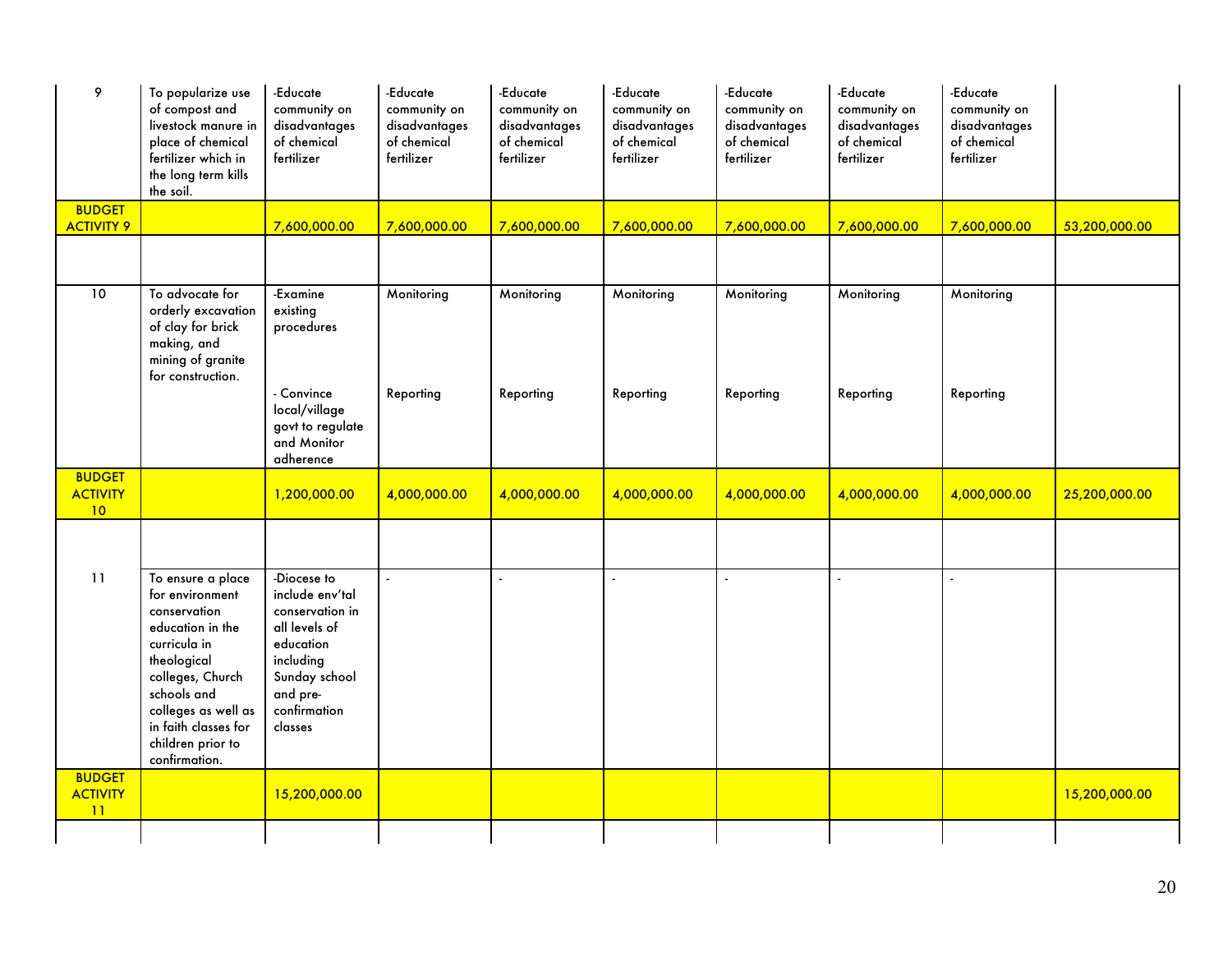| | | | | | | | | | |
|---|---|---|---|---|---|---|---|---|---|
| 9 | To popularize use of compost and livestock manure in place of chemical fertilizer which in the long term kills the soil. | -Educate community on disadvantages of chemical fertilizer | -Educate community on disadvantages of chemical fertilizer | -Educate community on disadvantages of chemical fertilizer | -Educate community on disadvantages of chemical fertilizer | -Educate community on disadvantages of chemical fertilizer | -Educate community on disadvantages of chemical fertilizer | -Educate community on disadvantages of chemical fertilizer | |
| **BUDGET ACTIVITY 9** | | 7,600,000.00 | 7,600,000.00 | 7,600,000.00 | 7,600,000.00 | 7,600,000.00 | 7,600,000.00 | 7,600,000.00 | 53,200,000.00 |
| | | | | | | | | | |
| 10 | To advocate for orderly excavation of clay for brick making, and mining of granite for construction. | -Examine existing procedures<br><br>- Convince local/village govt to regulate and Monitor adherence | Monitoring<br><br>Reporting | Monitoring<br><br>Reporting | Monitoring<br><br>Reporting | Monitoring<br><br>Reporting | Monitoring<br><br>Reporting | Monitoring<br><br>Reporting | |
| **BUDGET ACTIVITY 10** | | 1,200,000.00 | 4,000,000.00 | 4,000,000.00 | 4,000,000.00 | 4,000,000.00 | 4,000,000.00 | 4,000,000.00 | 25,200,000.00 |
| | | | | | | | | | |
| 11 | To ensure a place for environment conservation education in the curricula in theological colleges, Church schools and colleges as well as in faith classes for children prior to confirmation. | -Diocese to include env'tal conservation in all levels of education including Sunday school and pre-confirmation classes | - | - | - | - | - | - | |
| **BUDGET ACTIVITY 11** | | 15,200,000.00 | | | | | | | 15,200,000.00 |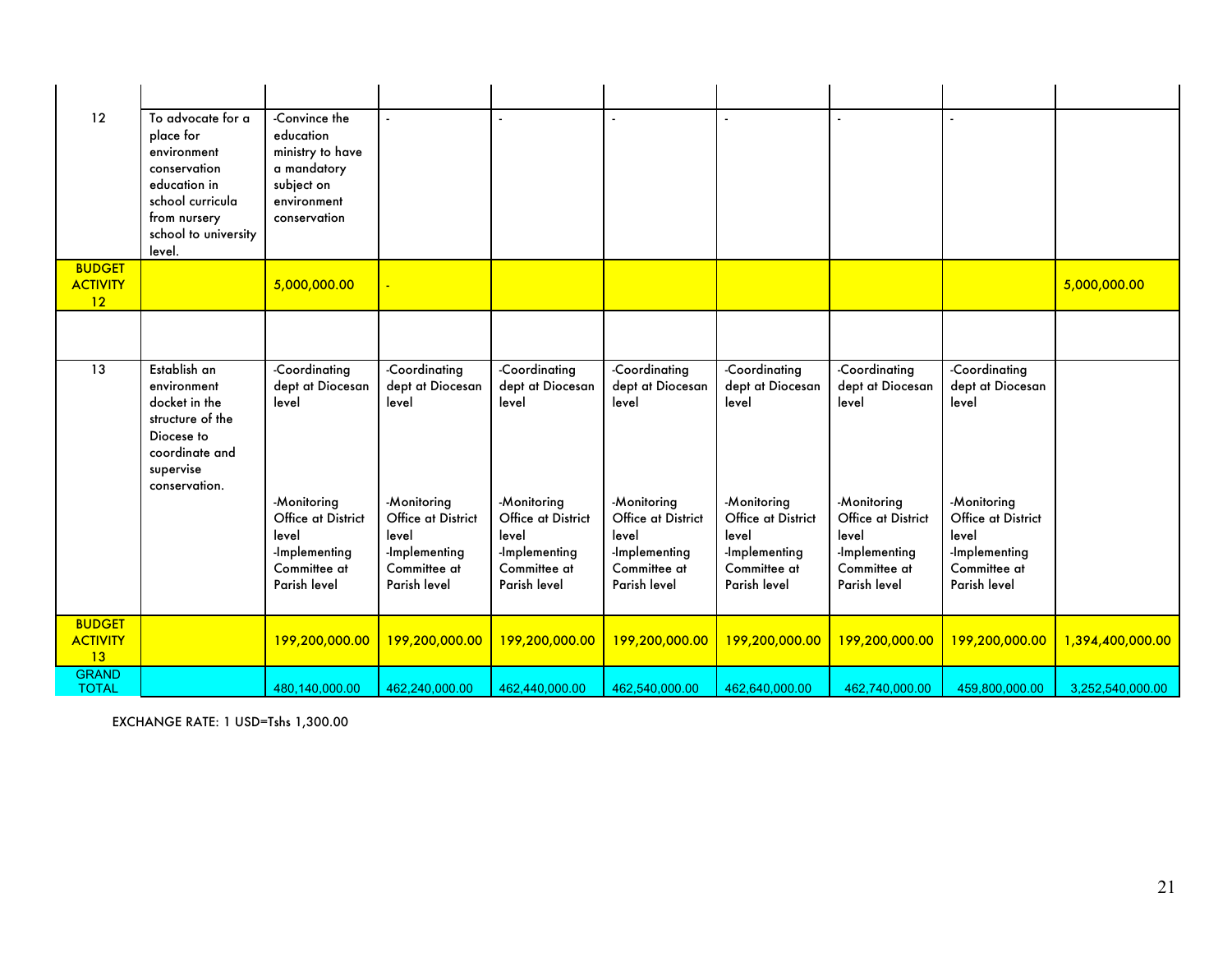| | | | | | | | | | |
|---|---|---|---|---|---|---|---|---|---|
| | | | | | | | | | |
| 12 | To advocate for a place for environment conservation education in school curricula from nursery school to university level. | -Convince the education ministry to have a mandatory subject on environment conservation | - | - | - | - | - | - | |
| BUDGET ACTIVITY 12 | | 5,000,000.00 | - | | | | | | 5,000,000.00 |
| | | | | | | | | | |
| 13 | Establish an environment docket in the structure of the Diocese to coordinate and supervise conservation. | -Coordinating dept at Diocesan level<br><br>-Monitoring Office at District level<br>-Implementing Committee at Parish level | -Coordinating dept at Diocesan level<br><br>-Monitoring Office at District level<br>-Implementing Committee at Parish level | -Coordinating dept at Diocesan level<br><br>-Monitoring Office at District level<br>-Implementing Committee at Parish level | -Coordinating dept at Diocesan level<br><br>-Monitoring Office at District level<br>-Implementing Committee at Parish level | -Coordinating dept at Diocesan level<br><br>-Monitoring Office at District level<br>-Implementing Committee at Parish level | -Coordinating dept at Diocesan level<br><br>-Monitoring Office at District level<br>-Implementing Committee at Parish level | -Coordinating dept at Diocesan level<br><br>-Monitoring Office at District level<br>-Implementing Committee at Parish level | |
| BUDGET ACTIVITY 13 | | 199,200,000.00 | 199,200,000.00 | 199,200,000.00 | 199,200,000.00 | 199,200,000.00 | 199,200,000.00 | 199,200,000.00 | 1,394,400,000.00 |
| GRAND TOTAL | | 480,140,000.00 | 462,240,000.00 | 462,440,000.00 | 462,540,000.00 | 462,640,000.00 | 462,740,000.00 | 459,800,000.00 | 3,252,540,000.00 |

EXCHANGE RATE: 1 USD=Tshs 1,300.00